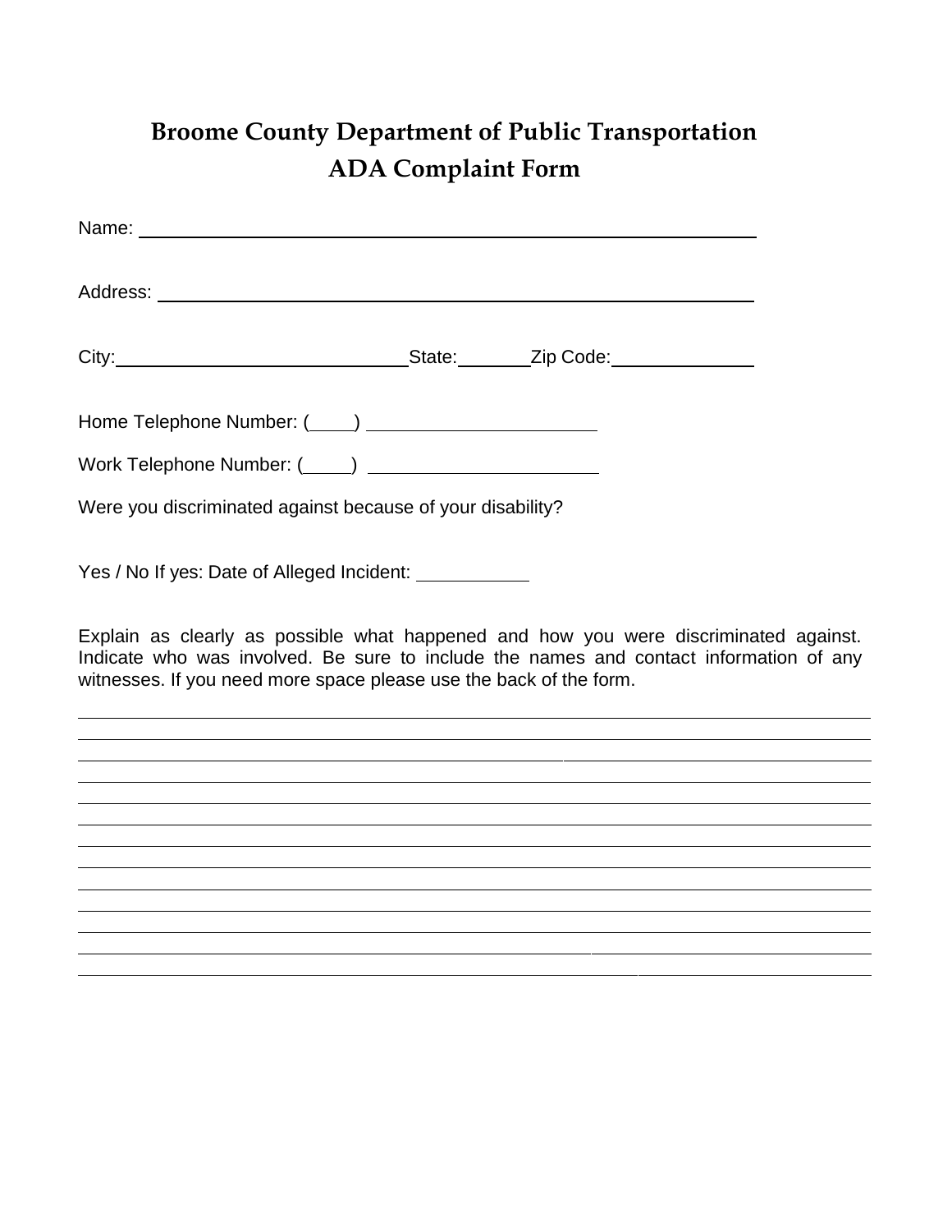# Broome County Department of Public Transportation
# ADA Complaint Form

Name: \_\_\_\_\_\_\_\_\_\_\_\_\_\_\_\_\_\_\_\_\_\_\_\_\_\_\_\_\_\_\_\_\_\_\_\_\_\_\_\_\_\_\_\_\_\_\_\_

Address: \_\_\_\_\_\_\_\_\_\_\_\_\_\_\_\_\_\_\_\_\_\_\_\_\_\_\_\_\_\_\_\_\_\_\_\_\_\_\_\_\_\_\_\_\_\_

City: \_\_\_\_\_\_\_\_\_\_\_\_\_\_\_\_\_\_\_\_\_\_ State: \_\_\_\_\_\_ Zip Code: \_\_\_\_\_\_\_\_\_\_

Home Telephone Number: (\_\_\_\_) \_\_\_\_\_\_\_\_\_\_\_\_\_\_\_\_\_\_

Work Telephone Number: (\_\_\_\_) \_\_\_\_\_\_\_\_\_\_\_\_\_\_\_\_\_\_

Were you discriminated against because of your disability?

Yes / No If yes: Date of Alleged Incident: \_\_\_\_\_\_\_\_\_\_

Explain as clearly as possible what happened and how you were discriminated against. Indicate who was involved. Be sure to include the names and contact information of any witnesses. If you need more space please use the back of the form.

\_\_\_\_\_\_\_\_\_\_\_\_\_\_\_\_\_\_\_\_\_\_\_\_\_\_\_\_\_\_\_\_\_\_\_\_\_\_\_\_\_\_\_\_\_\_\_\_\_\_\_\_\_\_\_\_\_\_\_\_\_\_\_\_

\_\_\_\_\_\_\_\_\_\_\_\_\_\_\_\_\_\_\_\_\_\_\_\_\_\_\_\_\_\_\_\_\_\_\_\_\_\_\_\_\_\_\_\_\_\_\_\_\_\_\_\_\_\_\_\_\_\_\_\_\_\_\_\_

\_\_\_\_\_\_\_\_\_\_\_\_\_\_\_\_\_\_\_\_\_\_\_\_\_\_\_\_\_\_\_\_\_\_\_\_\_\_\_\_\_\_\_\_\_\_\_\_\_\_\_\_\_\_\_\_\_\_\_\_\_\_\_\_

\_\_\_\_\_\_\_\_\_\_\_\_\_\_\_\_\_\_\_\_\_\_\_\_\_\_\_\_\_\_\_\_\_\_\_\_\_\_\_\_\_\_\_\_\_\_\_\_\_\_\_\_\_\_\_\_\_\_\_\_\_\_\_\_

\_\_\_\_\_\_\_\_\_\_\_\_\_\_\_\_\_\_\_\_\_\_\_\_\_\_\_\_\_\_\_\_\_\_\_\_\_\_\_\_\_\_\_\_\_\_\_\_\_\_\_\_\_\_\_\_\_\_\_\_\_\_\_\_

\_\_\_\_\_\_\_\_\_\_\_\_\_\_\_\_\_\_\_\_\_\_\_\_\_\_\_\_\_\_\_\_\_\_\_\_\_\_\_\_\_\_\_\_\_\_\_\_\_\_\_\_\_\_\_\_\_\_\_\_\_\_\_\_

\_\_\_\_\_\_\_\_\_\_\_\_\_\_\_\_\_\_\_\_\_\_\_\_\_\_\_\_\_\_\_\_\_\_\_\_\_\_\_\_\_\_\_\_\_\_\_\_\_\_\_\_\_\_\_\_\_\_\_\_\_\_\_\_

\_\_\_\_\_\_\_\_\_\_\_\_\_\_\_\_\_\_\_\_\_\_\_\_\_\_\_\_\_\_\_\_\_\_\_\_\_\_\_\_\_\_\_\_\_\_\_\_\_\_\_\_\_\_\_\_\_\_\_\_\_\_\_\_

\_\_\_\_\_\_\_\_\_\_\_\_\_\_\_\_\_\_\_\_\_\_\_\_\_\_\_\_\_\_\_\_\_\_\_\_\_\_\_\_\_\_\_\_\_\_\_\_\_\_\_\_\_\_\_\_\_\_\_\_\_\_\_\_

\_\_\_\_\_\_\_\_\_\_\_\_\_\_\_\_\_\_\_\_\_\_\_\_\_\_\_\_\_\_\_\_\_\_\_\_\_\_\_\_\_\_\_\_\_\_\_\_\_\_\_\_\_\_\_\_\_\_\_\_\_\_\_\_

\_\_\_\_\_\_\_\_\_\_\_\_\_\_\_\_\_\_\_\_\_\_\_\_\_\_\_\_\_\_\_\_\_\_\_\_\_\_\_\_\_\_\_\_\_\_\_\_\_\_\_\_\_\_\_\_\_\_\_\_\_\_\_\_

\_\_\_\_\_\_\_\_\_\_\_\_\_\_\_\_\_\_\_\_\_\_\_\_\_\_\_\_\_\_\_\_\_\_\_\_\_\_\_\_\_\_\_\_\_\_\_\_\_\_\_\_\_\_\_\_\_\_\_\_\_\_\_\_

\_\_\_\_\_\_\_\_\_\_\_\_\_\_\_\_\_\_\_\_\_\_\_\_\_\_\_\_\_\_\_\_\_\_\_\_\_\_\_\_\_\_\_\_\_\_\_\_\_\_\_\_\_\_\_\_\_\_\_\_\_\_\_\_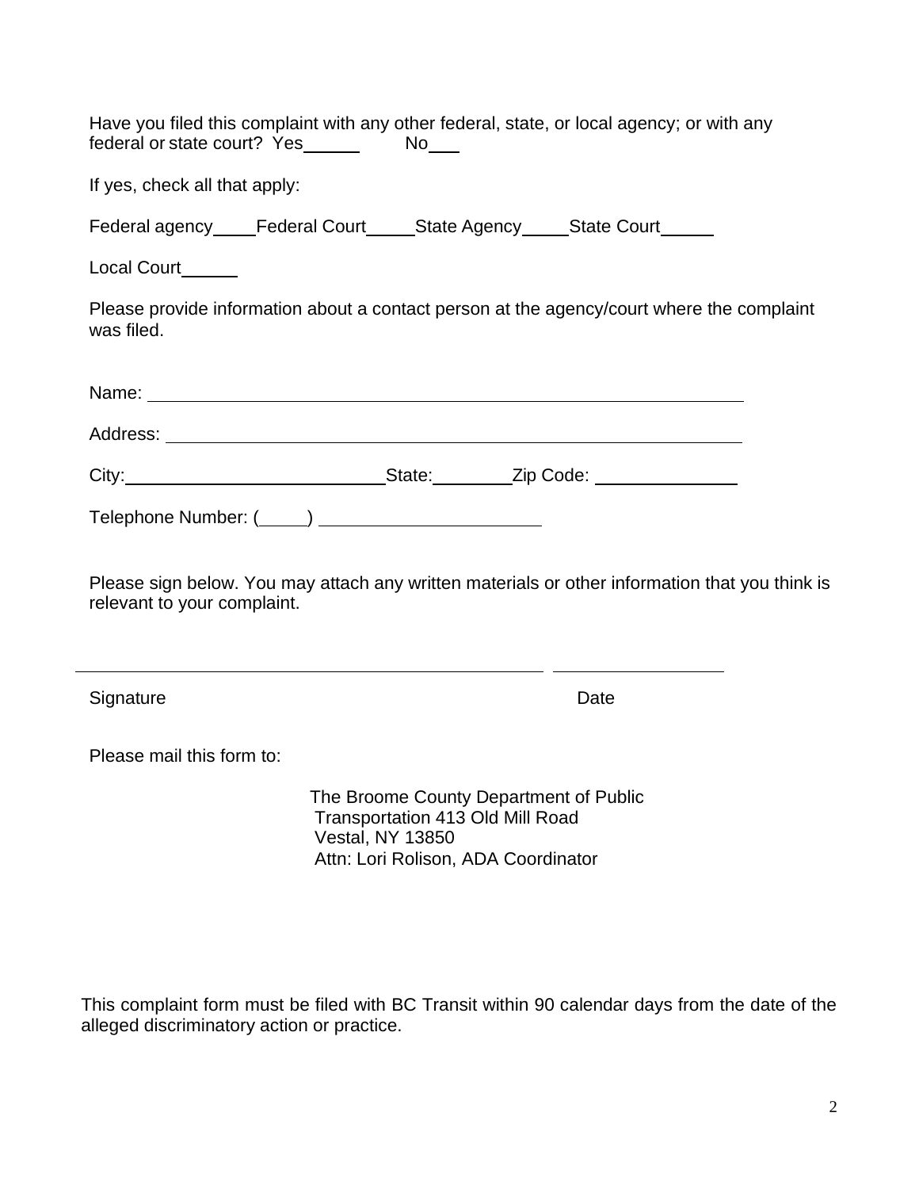Have you filed this complaint with any other federal, state, or local agency; or with any federal or state court? Yes_____ No___

If yes, check all that apply:

Federal agency____ Federal Court_____ State Agency_____ State Court_____

Local Court______

Please provide information about a contact person at the agency/court where the complaint was filed.

Name: ______________________________________________________________

Address: ____________________________________________________________

City: ___________________________ State: ________ Zip Code: ______________

Telephone Number: (_____) ______________________

Please sign below. You may attach any written materials or other information that you think is relevant to your complaint.

_______________________________________________ _________________

Signature Date

Please mail this form to:

The Broome County Department of Public
Transportation 413 Old Mill Road
Vestal, NY 13850
Attn: Lori Rolison, ADA Coordinator

This complaint form must be filed with BC Transit within 90 calendar days from the date of the alleged discriminatory action or practice.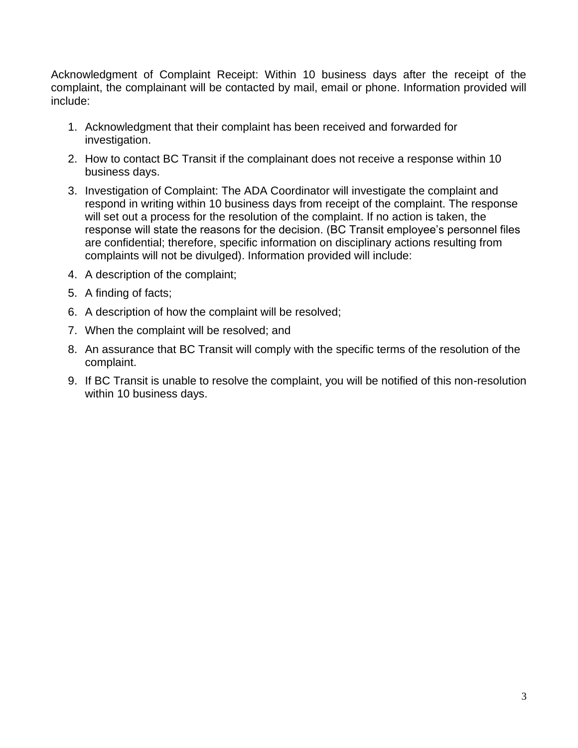Acknowledgment of Complaint Receipt: Within 10 business days after the receipt of the complaint, the complainant will be contacted by mail, email or phone. Information provided will include:

1. Acknowledgment that their complaint has been received and forwarded for investigation.
2. How to contact BC Transit if the complainant does not receive a response within 10 business days.
3. Investigation of Complaint: The ADA Coordinator will investigate the complaint and respond in writing within 10 business days from receipt of the complaint. The response will set out a process for the resolution of the complaint. If no action is taken, the response will state the reasons for the decision. (BC Transit employee's personnel files are confidential; therefore, specific information on disciplinary actions resulting from complaints will not be divulged). Information provided will include:
4. A description of the complaint;
5. A finding of facts;
6. A description of how the complaint will be resolved;
7. When the complaint will be resolved; and
8. An assurance that BC Transit will comply with the specific terms of the resolution of the complaint.
9. If BC Transit is unable to resolve the complaint, you will be notified of this non-resolution within 10 business days.